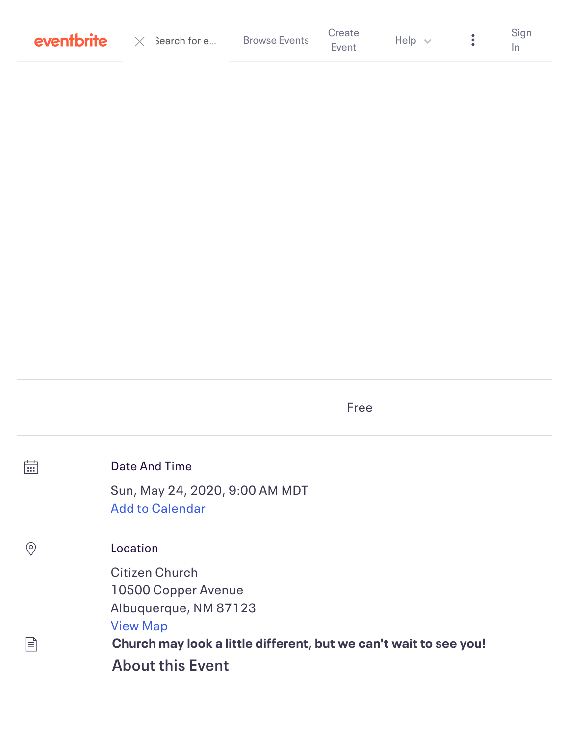eventbrite

Search for e... | Browse Events | Create Event | Help | Sign In

Free

**Date And Time**

Sun, May 24, 2020, 9:00 AM MDT

Add to Calendar

**Location**

Citizen Church
10500 Copper Avenue
Albuquerque, NM 87123

View Map

**Church may look a little different, but we can't wait to see you!**

## About this Event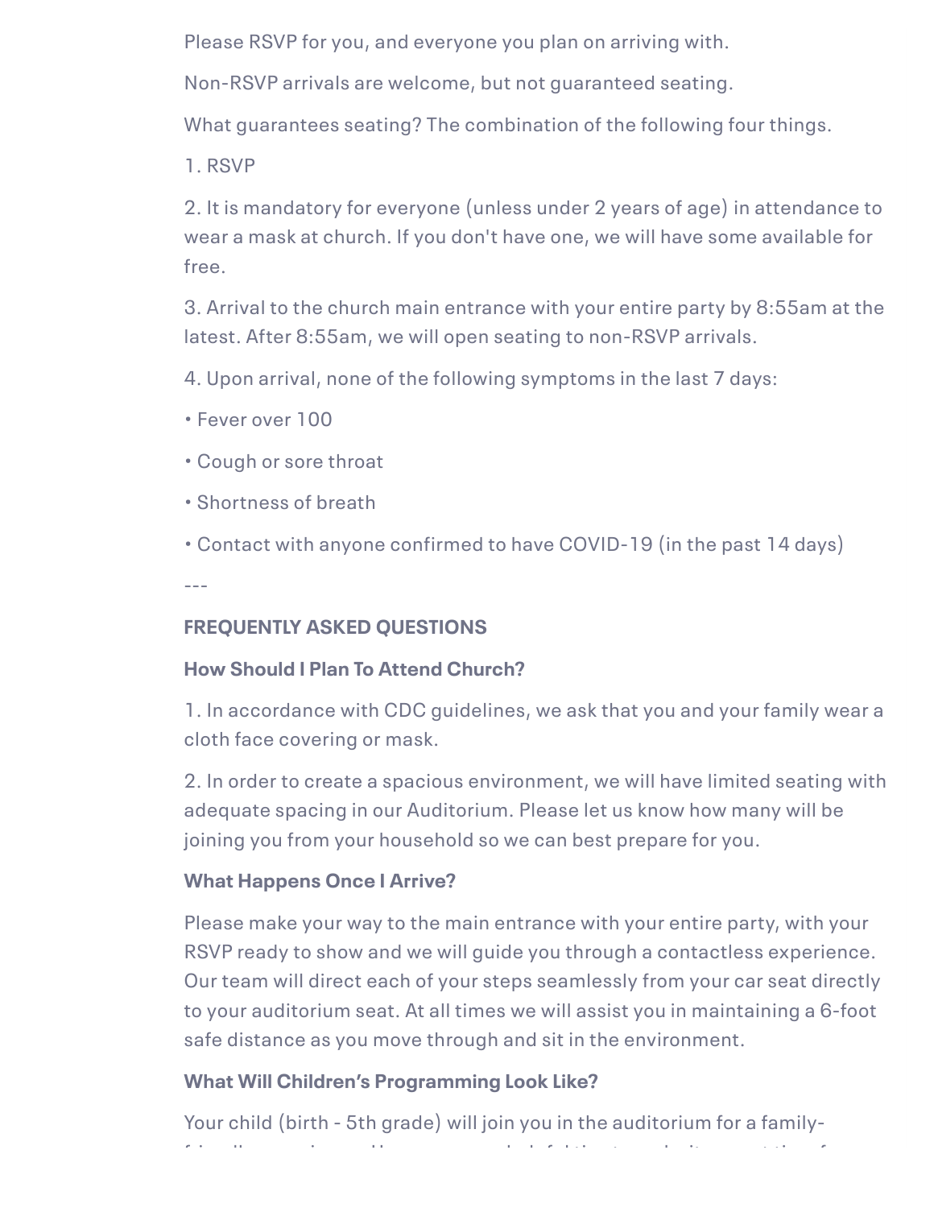Please RSVP for you, and everyone you plan on arriving with.

Non-RSVP arrivals are welcome, but not guaranteed seating.

What guarantees seating? The combination of the following four things.

1. RSVP

2. It is mandatory for everyone (unless under 2 years of age) in attendance to wear a mask at church. If you don't have one, we will have some available for free.

3. Arrival to the church main entrance with your entire party by 8:55am at the latest. After 8:55am, we will open seating to non-RSVP arrivals.

4. Upon arrival, none of the following symptoms in the last 7 days:

• Fever over 100

• Cough or sore throat

• Shortness of breath

• Contact with anyone confirmed to have COVID-19 (in the past 14 days)

---

**FREQUENTLY ASKED QUESTIONS**

**How Should I Plan To Attend Church?**

1. In accordance with CDC guidelines, we ask that you and your family wear a cloth face covering or mask.

2. In order to create a spacious environment, we will have limited seating with adequate spacing in our Auditorium. Please let us know how many will be joining you from your household so we can best prepare for you.

**What Happens Once I Arrive?**

Please make your way to the main entrance with your entire party, with your RSVP ready to show and we will guide you through a contactless experience. Our team will direct each of your steps seamlessly from your car seat directly to your auditorium seat. At all times we will assist you in maintaining a 6-foot safe distance as you move through and sit in the environment.

**What Will Children's Programming Look Like?**

Your child (birth - 5th grade) will join you in the auditorium for a family-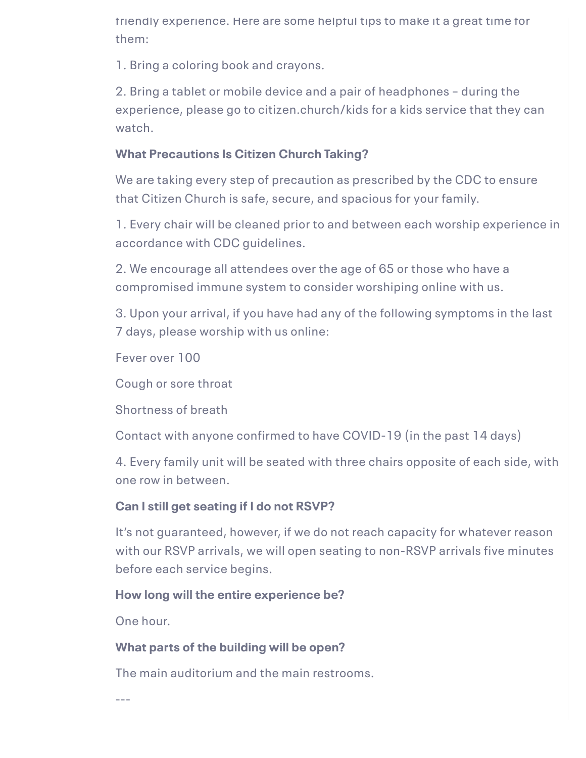friendly experience. Here are some helpful tips to make it a great time for them:

1. Bring a coloring book and crayons.

2. Bring a tablet or mobile device and a pair of headphones – during the experience, please go to citizen.church/kids for a kids service that they can watch.

**What Precautions Is Citizen Church Taking?**

We are taking every step of precaution as prescribed by the CDC to ensure that Citizen Church is safe, secure, and spacious for your family.

1. Every chair will be cleaned prior to and between each worship experience in accordance with CDC guidelines.

2. We encourage all attendees over the age of 65 or those who have a compromised immune system to consider worshiping online with us.

3. Upon your arrival, if you have had any of the following symptoms in the last 7 days, please worship with us online:

Fever over 100

Cough or sore throat

Shortness of breath

Contact with anyone confirmed to have COVID-19 (in the past 14 days)

4. Every family unit will be seated with three chairs opposite of each side, with one row in between.

**Can I still get seating if I do not RSVP?**

It's not guaranteed, however, if we do not reach capacity for whatever reason with our RSVP arrivals, we will open seating to non-RSVP arrivals five minutes before each service begins.

**How long will the entire experience be?**

One hour.

**What parts of the building will be open?**

The main auditorium and the main restrooms.

---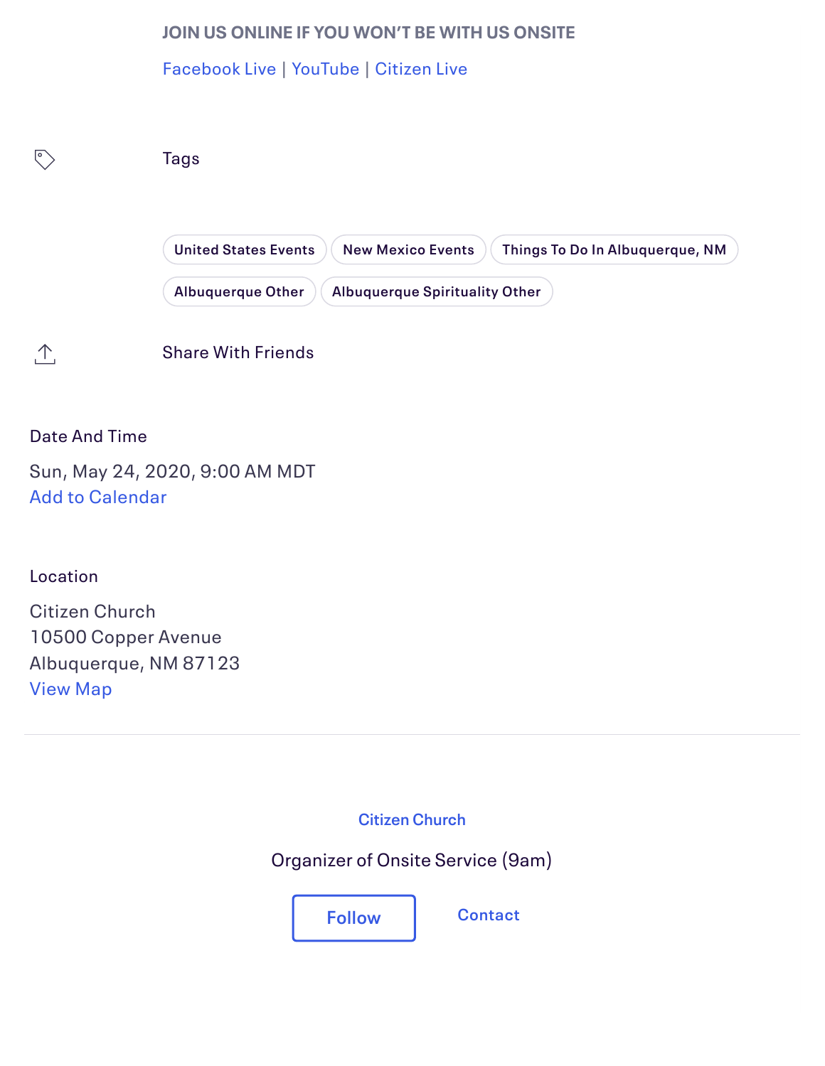**JOIN US ONLINE IF YOU WON'T BE WITH US ONSITE**

Facebook Live | YouTube | Citizen Live

### Tags

United States Events | New Mexico Events | Things To Do In Albuquerque, NM | Albuquerque Other | Albuquerque Spirituality Other

Share With Friends

### Date And Time

Sun, May 24, 2020, 9:00 AM MDT

Add to Calendar

### Location

Citizen Church
10500 Copper Avenue
Albuquerque, NM 87123

View Map

---

Citizen Church

Organizer of Onsite Service (9am)

Follow

Contact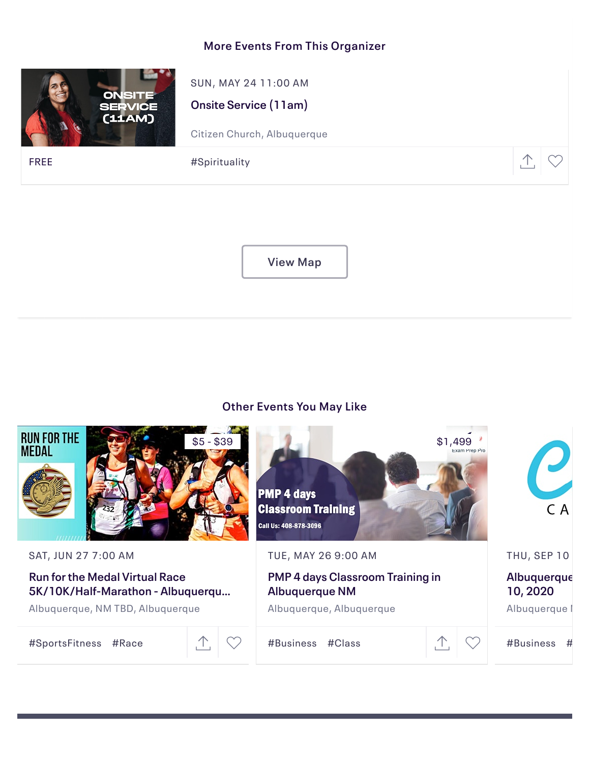## More Events From This Organizer

SUN, MAY 24 11:00 AM

**Onsite Service (11am)**

Citizen Church, Albuquerque

FREE

#Spirituality

View Map

## Other Events You May Like

$5 - $39

SAT, JUN 27 7:00 AM

**Run for the Medal Virtual Race 5K/10K/Half-Marathon - Albuquerqu...**

Albuquerque, NM TBD, Albuquerque

#SportsFitness #Race

$1,499

TUE, MAY 26 9:00 AM

**PMP 4 days Classroom Training in Albuquerque NM**

Albuquerque, Albuquerque

#Business #Class

THU, SEP 10

**Albuquerque 10, 2020**

Albuquerque I

#Business #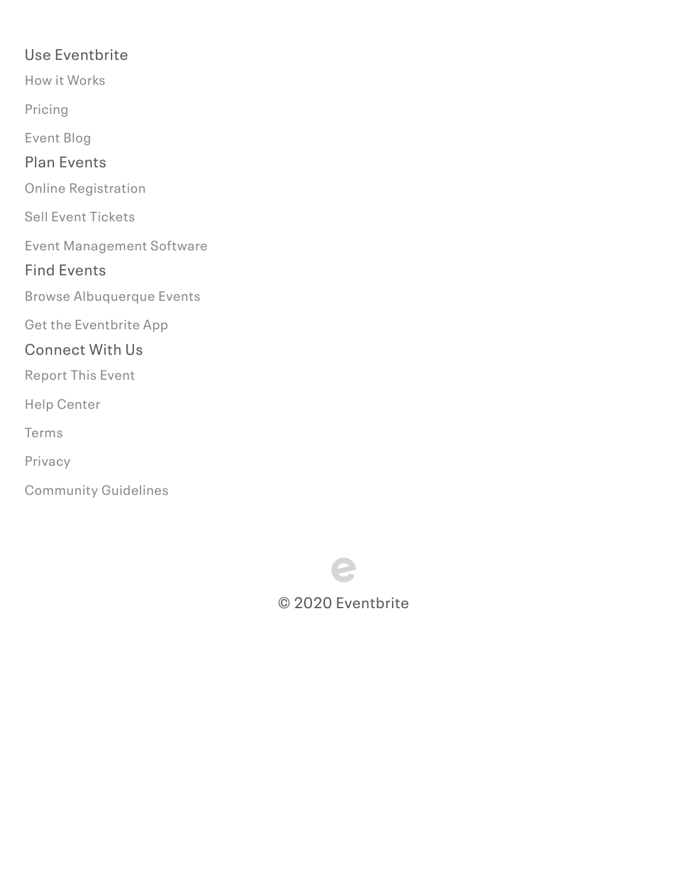## Use Eventbrite

- How it Works
- Pricing
- Event Blog

## Plan Events

- Online Registration
- Sell Event Tickets
- Event Management Software

## Find Events

- Browse Albuquerque Events
- Get the Eventbrite App

## Connect With Us

- Report This Event
- Help Center
- Terms
- Privacy
- Community Guidelines

© 2020 Eventbrite